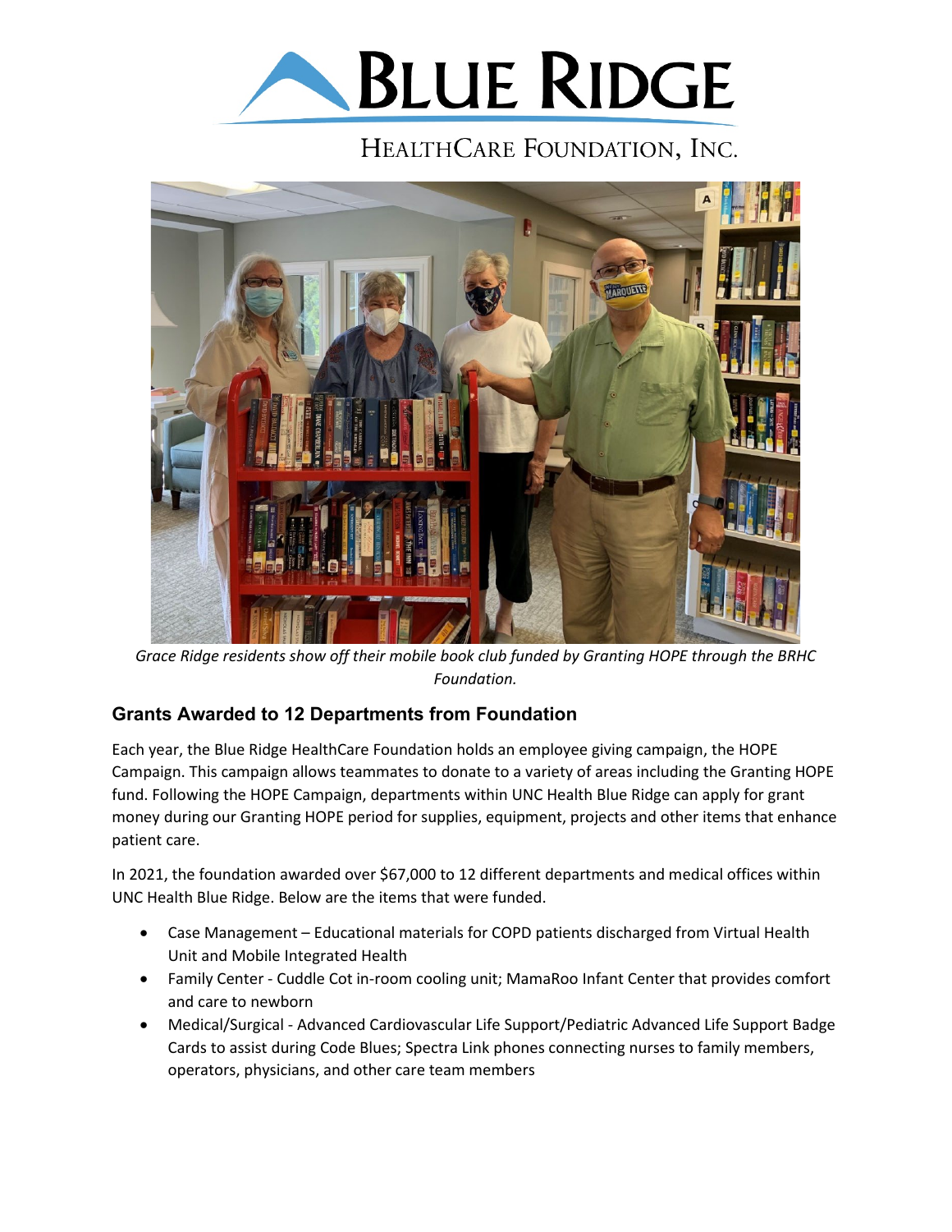# BLUE RIDGE

HEALTHCARE FOUNDATION, INC.

*Grace Ridge residents show off their mobile book club funded by Granting HOPE through the BRHC Foundation.*

## Grants Awarded to 12 Departments from Foundation

Each year, the Blue Ridge HealthCare Foundation holds an employee giving campaign, the HOPE Campaign. This campaign allows teammates to donate to a variety of areas including the Granting HOPE fund. Following the HOPE Campaign, departments within UNC Health Blue Ridge can apply for grant money during our Granting HOPE period for supplies, equipment, projects and other items that enhance patient care.

In 2021, the foundation awarded over $67,000 to 12 different departments and medical offices within UNC Health Blue Ridge. Below are the items that were funded.

- Case Management – Educational materials for COPD patients discharged from Virtual Health Unit and Mobile Integrated Health
- Family Center - Cuddle Cot in-room cooling unit; MamaRoo Infant Center that provides comfort and care to newborn
- Medical/Surgical - Advanced Cardiovascular Life Support/Pediatric Advanced Life Support Badge Cards to assist during Code Blues; Spectra Link phones connecting nurses to family members, operators, physicians, and other care team members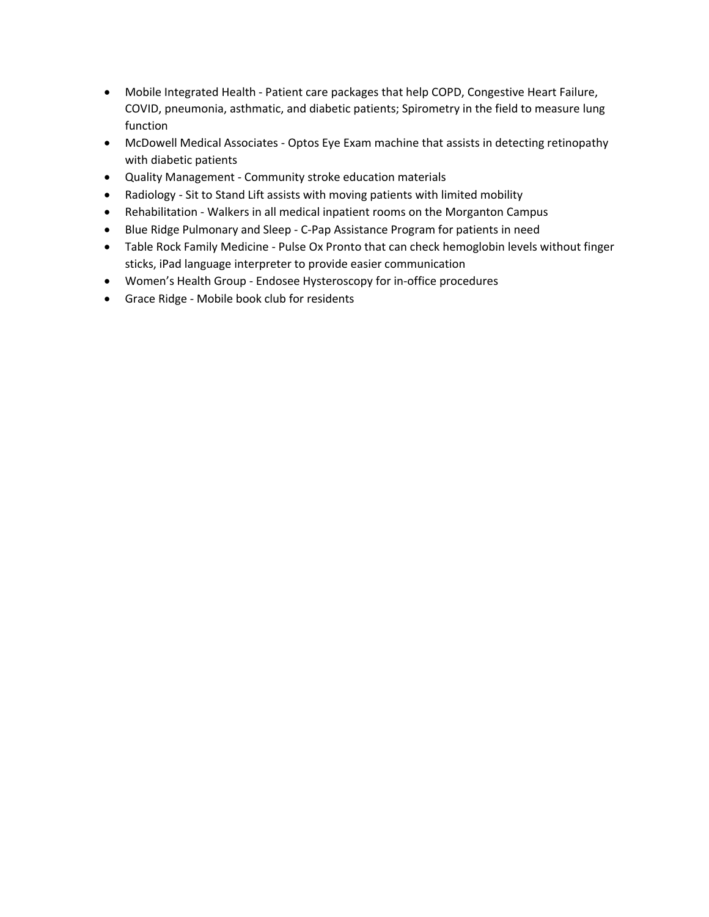- Mobile Integrated Health - Patient care packages that help COPD, Congestive Heart Failure, COVID, pneumonia, asthmatic, and diabetic patients; Spirometry in the field to measure lung function
- McDowell Medical Associates - Optos Eye Exam machine that assists in detecting retinopathy with diabetic patients
- Quality Management - Community stroke education materials
- Radiology - Sit to Stand Lift assists with moving patients with limited mobility
- Rehabilitation - Walkers in all medical inpatient rooms on the Morganton Campus
- Blue Ridge Pulmonary and Sleep - C-Pap Assistance Program for patients in need
- Table Rock Family Medicine - Pulse Ox Pronto that can check hemoglobin levels without finger sticks, iPad language interpreter to provide easier communication
- Women's Health Group - Endosee Hysteroscopy for in-office procedures
- Grace Ridge - Mobile book club for residents